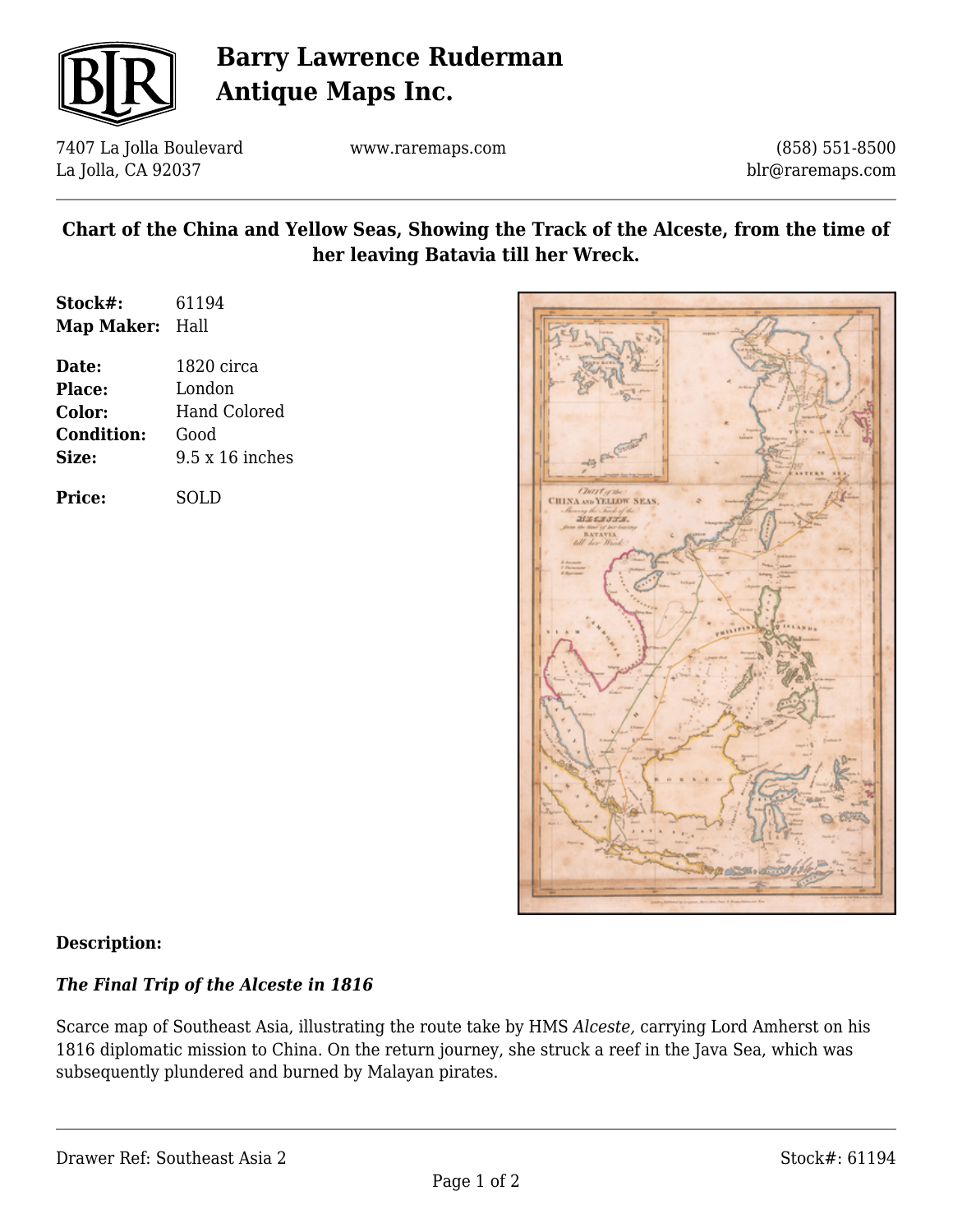# Barry Lawrence Ruderman Antique Maps Inc.

7407 La Jolla Boulevard
La Jolla, CA 92037

www.raremaps.com

(858) 551-8500
blr@raremaps.com

## Chart of the China and Yellow Seas, Showing the Track of the Alceste, from the time of her leaving Batavia till her Wreck.

**Stock#:** 61194
**Map Maker:** Hall

**Date:** 1820 circa
**Place:** London
**Color:** Hand Colored
**Condition:** Good
**Size:** 9.5 x 16 inches

**Price:** SOLD

**Description:**

***The Final Trip of the Alceste in 1816***

Scarce map of Southeast Asia, illustrating the route take by HMS *Alceste,* carrying Lord Amherst on his 1816 diplomatic mission to China. On the return journey, she struck a reef in the Java Sea, which was subsequently plundered and burned by Malayan pirates.

Drawer Ref: Southeast Asia 2

Stock#: 61194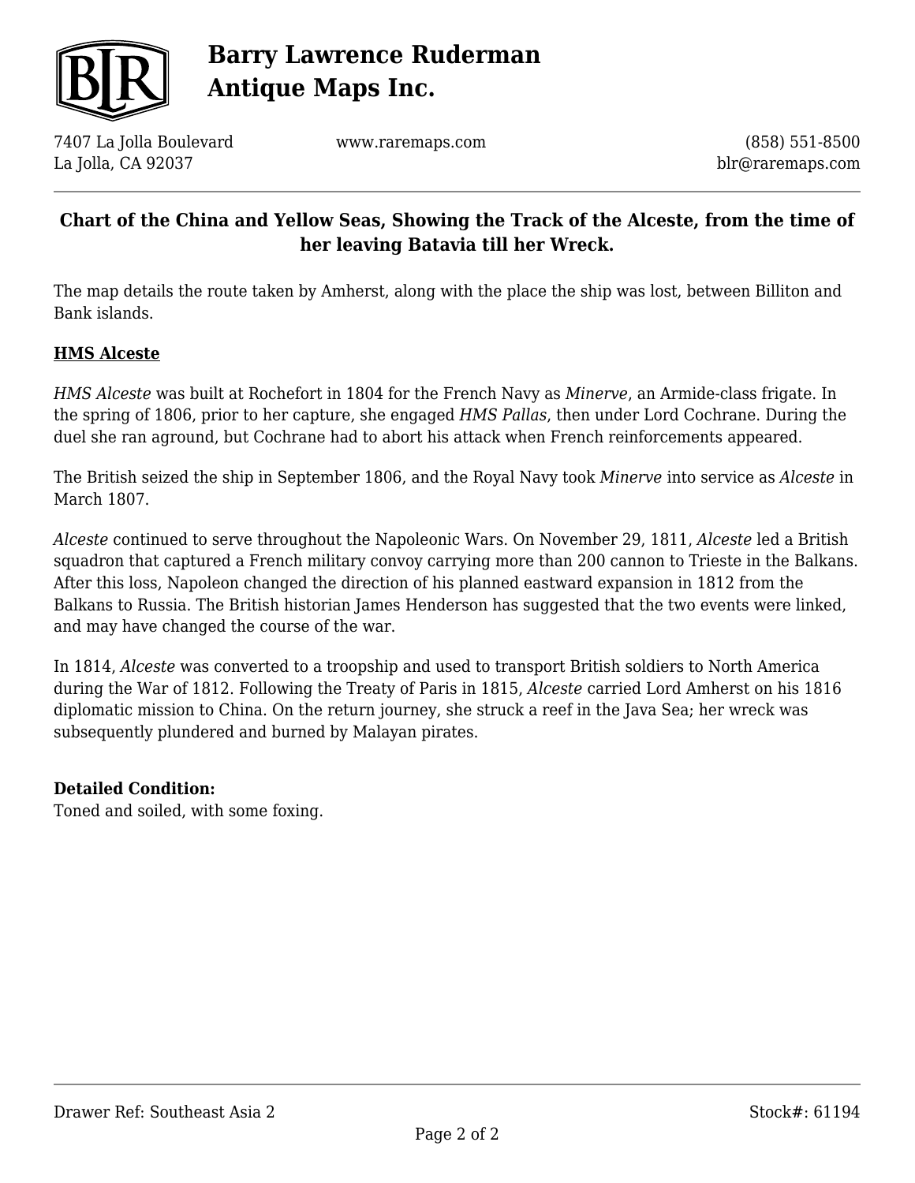**Chart of the China and Yellow Seas, Showing the Track of the Alceste, from the time of her leaving Batavia till her Wreck.**

The map details the route taken by Amherst, along with the place the ship was lost, between Billiton and Bank islands.

## HMS Alceste

*HMS Alceste* was built at Rochefort in 1804 for the French Navy as *Minerve*, an Armide-class frigate. In the spring of 1806, prior to her capture, she engaged *HMS Pallas*, then under Lord Cochrane. During the duel she ran aground, but Cochrane had to abort his attack when French reinforcements appeared.

The British seized the ship in September 1806, and the Royal Navy took *Minerve* into service as *Alceste* in March 1807.

*Alceste* continued to serve throughout the Napoleonic Wars. On November 29, 1811, *Alceste* led a British squadron that captured a French military convoy carrying more than 200 cannon to Trieste in the Balkans. After this loss, Napoleon changed the direction of his planned eastward expansion in 1812 from the Balkans to Russia. The British historian James Henderson has suggested that the two events were linked, and may have changed the course of the war.

In 1814, *Alceste* was converted to a troopship and used to transport British soldiers to North America during the War of 1812. Following the Treaty of Paris in 1815, *Alceste* carried Lord Amherst on his 1816 diplomatic mission to China. On the return journey, she struck a reef in the Java Sea; her wreck was subsequently plundered and burned by Malayan pirates.

**Detailed Condition:**
Toned and soiled, with some foxing.

Drawer Ref: Southeast Asia 2

Stock#: 61194